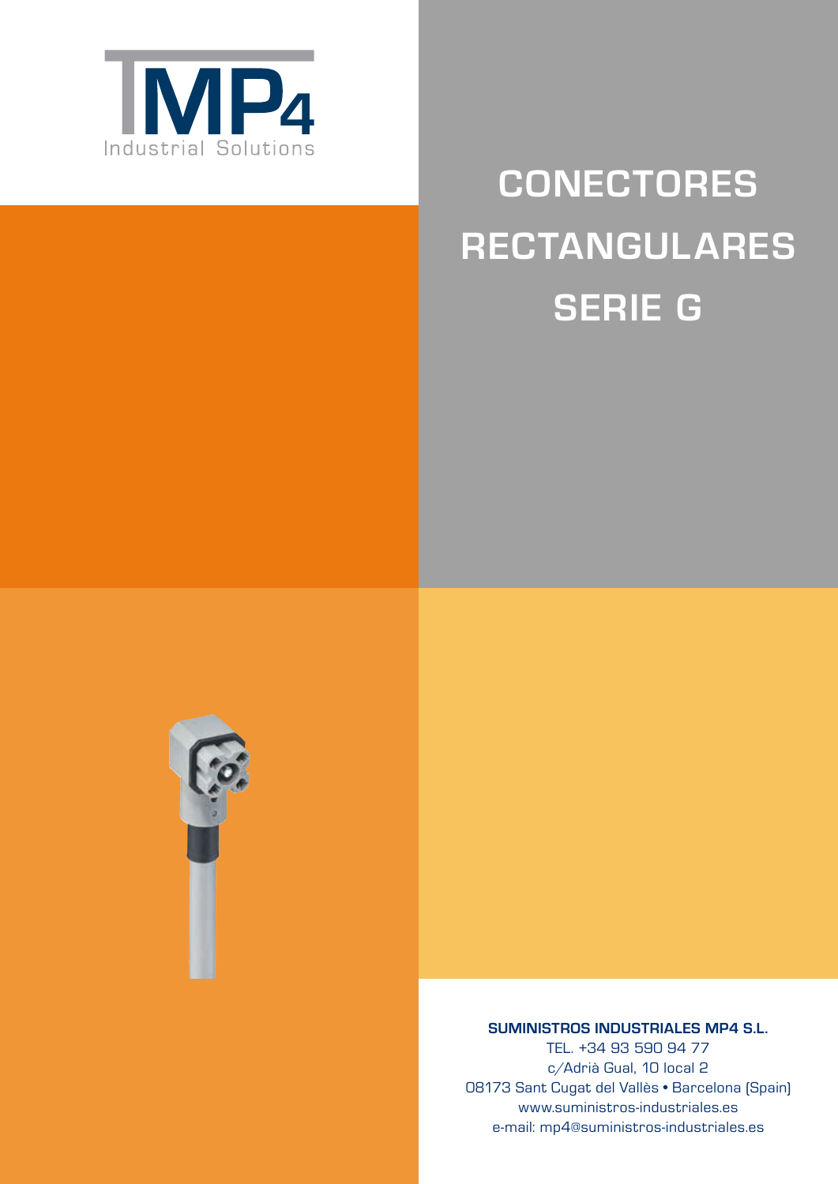MP4

Industrial Solutions

# CONECTORES RECTANGULARES SERIE G

**SUMINISTROS INDUSTRIALES MP4 S.L.**

TEL. +34 93 590 94 77

c/Adrià Gual, 10 local 2

08173 Sant Cugat del Vallès • Barcelona (Spain)

www.suministros-industriales.es

e-mail: mp4@suministros-industriales.es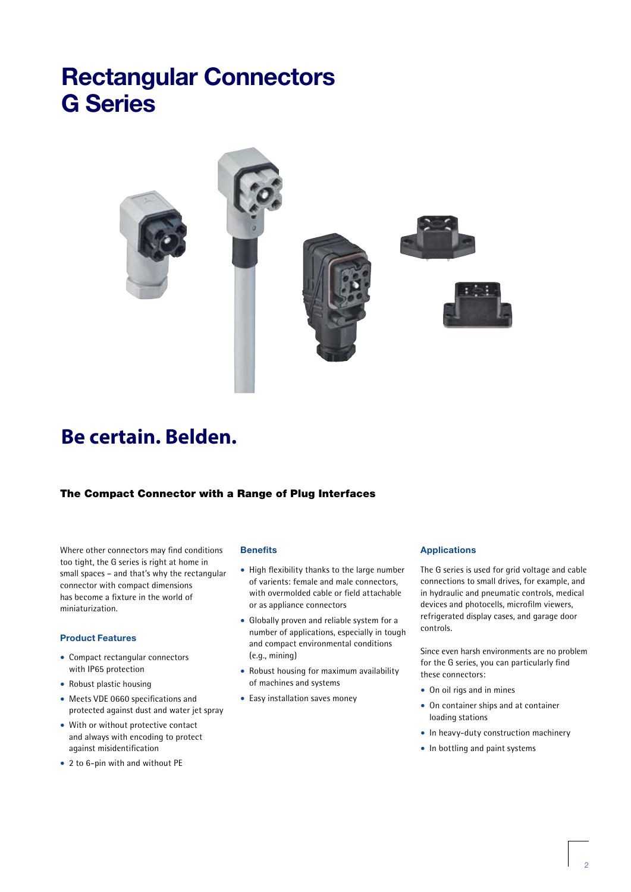# Rectangular Connectors G Series

## Be certain. Belden.

### The Compact Connector with a Range of Plug Interfaces

Where other connectors may find conditions too tight, the G series is right at home in small spaces – and that's why the rectangular connector with compact dimensions has become a fixture in the world of miniaturization.

#### Product Features

- Compact rectangular connectors with IP65 protection
- Robust plastic housing
- Meets VDE 0660 specifications and protected against dust and water jet spray
- With or without protective contact and always with encoding to protect against misidentification
- 2 to 6-pin with and without PE

#### Benefits

- High flexibility thanks to the large number of varients: female and male connectors, with overmolded cable or field attachable or as appliance connectors
- Globally proven and reliable system for a number of applications, especially in tough and compact environmental conditions (e.g., mining)
- Robust housing for maximum availability of machines and systems
- Easy installation saves money

#### Applications

The G series is used for grid voltage and cable connections to small drives, for example, and in hydraulic and pneumatic controls, medical devices and photocells, microfilm viewers, refrigerated display cases, and garage door controls.

Since even harsh environments are no problem for the G series, you can particularly find these connectors:

- On oil rigs and in mines
- On container ships and at container loading stations
- In heavy-duty construction machinery
- In bottling and paint systems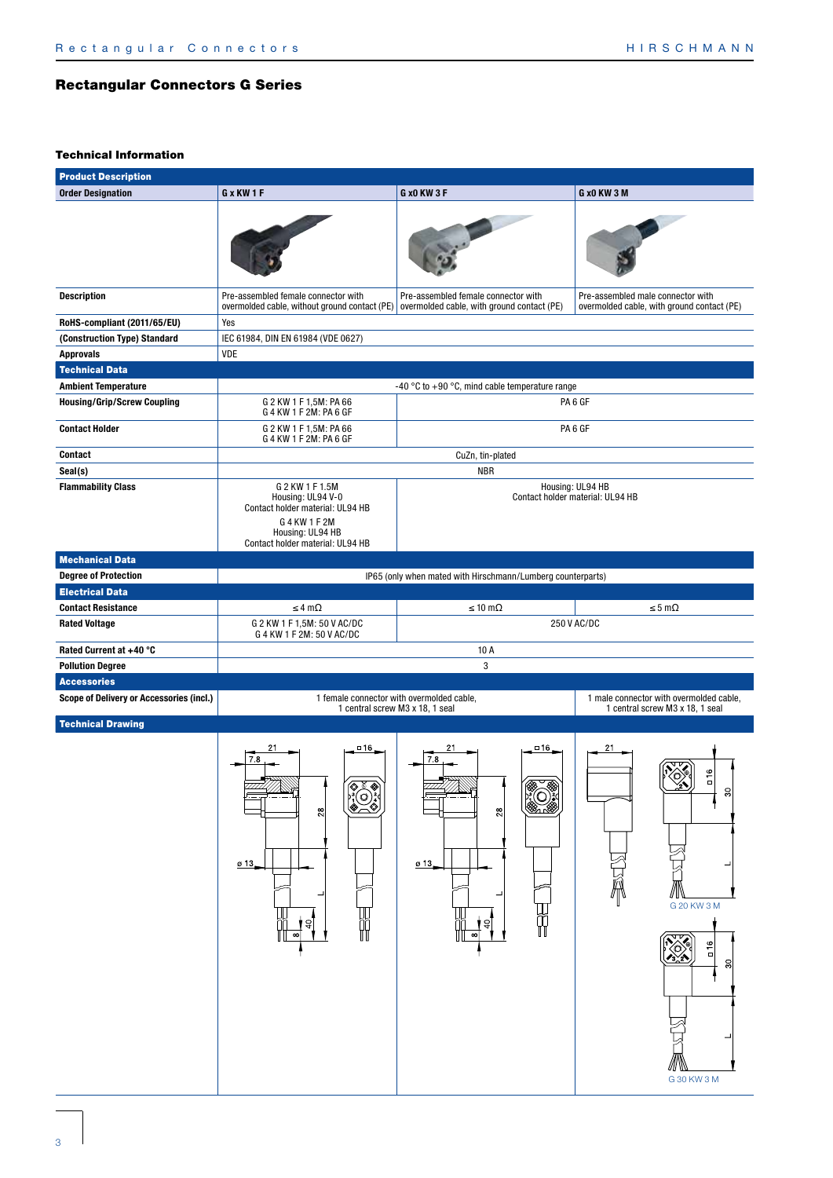## Rectangular Connectors G Series

### Technical Information

| Product Description | | | |
|---|---|---|---|
| **Order Designation** | **G x KW 1 F** | **G x0 KW 3 F** | **G x0 KW 3 M** |
| **Description** | Pre-assembled female connector with overmolded cable, without ground contact (PE) | Pre-assembled female connector with overmolded cable, with ground contact (PE) | Pre-assembled male connector with overmolded cable, with ground contact (PE) |
| **RoHS-compliant (2011/65/EU)** | Yes | | |
| **(Construction Type) Standard** | IEC 61984, DIN EN 61984 (VDE 0627) | | |
| **Approvals** | VDE | | |
| **Technical Data** | | | |
| **Ambient Temperature** | -40 °C to +90 °C, mind cable temperature range | | |
| **Housing/Grip/Screw Coupling** | G 2 KW 1 F 1,5M: PA 66<br>G 4 KW 1 F 2M: PA 6 GF | PA 6 GF | |
| **Contact Holder** | G 2 KW 1 F 1,5M: PA 66<br>G 4 KW 1 F 2M: PA 6 GF | PA 6 GF | |
| **Contact** | CuZn, tin-plated | | |
| **Seal(s)** | NBR | | |
| **Flammability Class** | G 2 KW 1 F 1.5M<br>Housing: UL94 V-0<br>Contact holder material: UL94 HB<br>G 4 KW 1 F 2M<br>Housing: UL94 HB<br>Contact holder material: UL94 HB | Housing: UL94 HB<br>Contact holder material: UL94 HB | |
| **Mechanical Data** | | | |
| **Degree of Protection** | IP65 (only when mated with Hirschmann/Lumberg counterparts) | | |
| **Electrical Data** | | | |
| **Contact Resistance** | ≤ 4 mΩ | ≤ 10 mΩ | ≤ 5 mΩ |
| **Rated Voltage** | G 2 KW 1 F 1,5M: 50 V AC/DC<br>G 4 KW 1 F 2M: 50 V AC/DC | 250 V AC/DC | |
| **Rated Current at +40 °C** | 10 A | | |
| **Pollution Degree** | 3 | | |
| **Accessories** | | | |
| **Scope of Delivery or Accessories (incl.)** | 1 female connector with overmolded cable, 1 central screw M3 x 18, 1 seal | | 1 male connector with overmolded cable, 1 central screw M3 x 18, 1 seal |
| **Technical Drawing** | | | |

G 20 KW 3 M

G 30 KW 3 M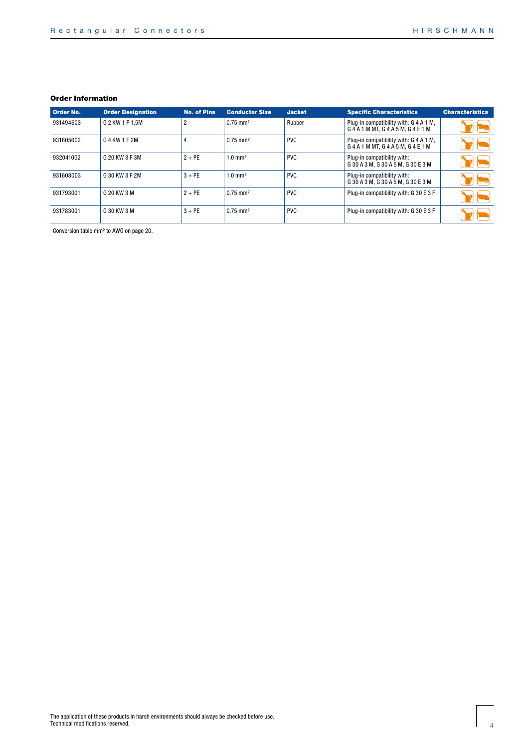### Order Information

| Order No. | Order Designation | No. of Pins | Conductor Size | Jacket | Specific Characteristics | Characteristics |
|---|---|---|---|---|---|---|
| 931494603 | G 2 KW 1 F 1,5M | 2 | 0.75 mm² | Rubber | Plug-in compatibility with: G 4 A 1 M, G 4 A 1 M MT, G 4 A 5 M, G 4 E 1 M | |
| 931805602 | G 4 KW 1 F 2M | 4 | 0.75 mm² | PVC | Plug-in compatibility with: G 4 A 1 M, G 4 A 1 M MT, G 4 A 5 M, G 4 E 1 M | |
| 932041002 | G 20 KW 3 F 3M | 2 + PE | 1.0 mm² | PVC | Plug-in compatibility with: G 30 A 3 M, G 30 A 5 M, G 30 E 3 M | |
| 931608003 | G 30 KW 3 F 2M | 3 + PE | 1.0 mm² | PVC | Plug-in compatibility with: G 30 A 3 M, G 30 A 5 M, G 30 E 3 M | |
| 931793001 | G 20 KW 3 M | 2 + PE | 0.75 mm² | PVC | Plug-in compatibility with: G 30 E 3 F | |
| 931783001 | G 30 KW 3 M | 3 + PE | 0.75 mm² | PVC | Plug-in compatibility with: G 30 E 3 F | |

Conversion table mm² to AWG on page 20.

The application of these products in harsh environments should always be checked before use.
Technical modifications reserved.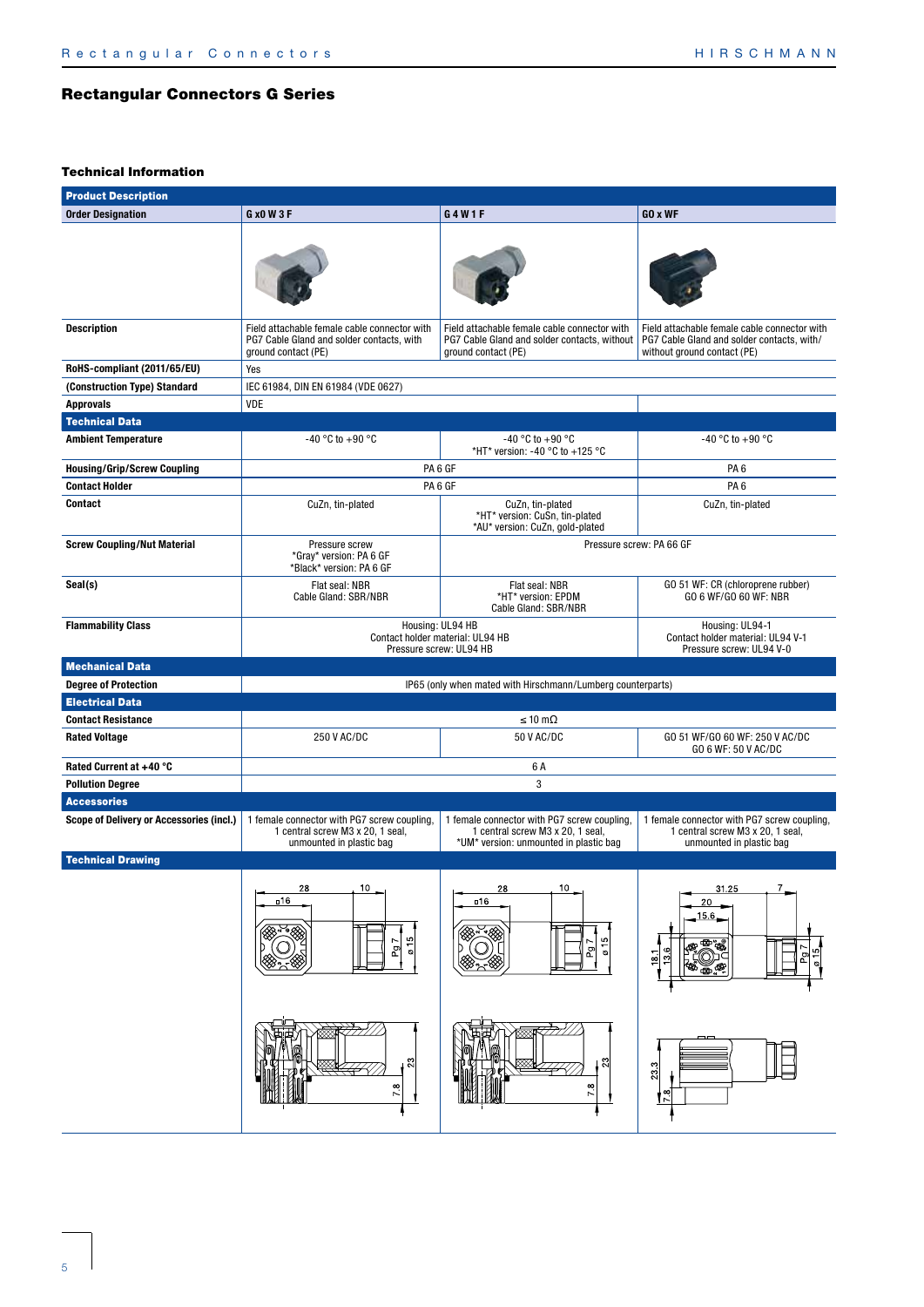## Rectangular Connectors G Series

### Technical Information

| **Product Description** | | | |
|---|---|---|---|
| **Order Designation** | **G x0 W 3 F** | **G 4 W 1 F** | **GO x WF** |
| **Description** | Field attachable female cable connector with PG7 Cable Gland and solder contacts, with ground contact (PE) | Field attachable female cable connector with PG7 Cable Gland and solder contacts, without ground contact (PE) | Field attachable female cable connector with PG7 Cable Gland and solder contacts, with/ without ground contact (PE) |
| **RoHS-compliant (2011/65/EU)** | Yes | | |
| **(Construction Type) Standard** | IEC 61984, DIN EN 61984 (VDE 0627) | | |
| **Approvals** | VDE | | |
| **Technical Data** | | | |
| **Ambient Temperature** | -40 °C to +90 °C | -40 °C to +90 °C<br>*HT* version: -40 °C to +125 °C | -40 °C to +90 °C |
| **Housing/Grip/Screw Coupling** | PA 6 GF | | PA 6 |
| **Contact Holder** | PA 6 GF | | PA 6 |
| **Contact** | CuZn, tin-plated | CuZn, tin-plated<br>*HT* version: CuSn, tin-plated<br>*AU* version: CuZn, gold-plated | CuZn, tin-plated |
| **Screw Coupling/Nut Material** | Pressure screw<br>*Gray* version: PA 6 GF<br>*Black* version: PA 6 GF | Pressure screw: PA 66 GF | |
| **Seal(s)** | Flat seal: NBR<br>Cable Gland: SBR/NBR | Flat seal: NBR<br>*HT* version: EPDM<br>Cable Gland: SBR/NBR | GO 51 WF: CR (chloroprene rubber)<br>GO 6 WF/GO 60 WF: NBR |
| **Flammability Class** | Housing: UL94 HB<br>Contact holder material: UL94 HB<br>Pressure screw: UL94 HB | | Housing: UL94-1<br>Contact holder material: UL94 V-1<br>Pressure screw: UL94 V-0 |
| **Mechanical Data** | | | |
| **Degree of Protection** | IP65 (only when mated with Hirschmann/Lumberg counterparts) | | |
| **Electrical Data** | | | |
| **Contact Resistance** | ≤ 10 mΩ | | |
| **Rated Voltage** | 250 V AC/DC | 50 V AC/DC | GO 51 WF/GO 60 WF: 250 V AC/DC<br>GO 6 WF: 50 V AC/DC |
| **Rated Current at +40 °C** | 6 A | | |
| **Pollution Degree** | 3 | | |
| **Accessories** | | | |
| **Scope of Delivery or Accessories (incl.)** | 1 female connector with PG7 screw coupling, 1 central screw M3 x 20, 1 seal, unmounted in plastic bag | 1 female connector with PG7 screw coupling, 1 central screw M3 x 20, 1 seal, *UM* version: unmounted in plastic bag | 1 female connector with PG7 screw coupling, 1 central screw M3 x 20, 1 seal, unmounted in plastic bag |
| **Technical Drawing** | | | |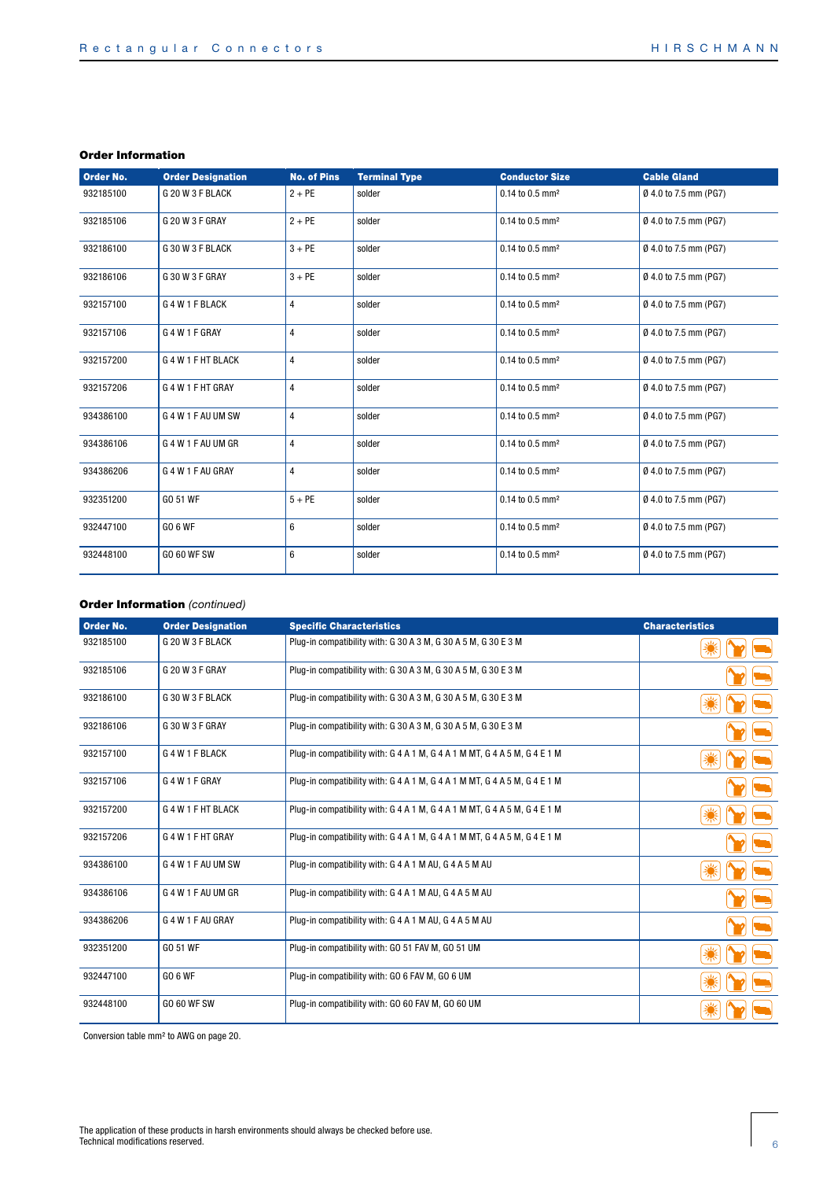## Order Information

| Order No. | Order Designation | No. of Pins | Terminal Type | Conductor Size | Cable Gland |
|---|---|---|---|---|---|
| 932185100 | G 20 W 3 F BLACK | 2 + PE | solder | 0.14 to 0.5 mm² | Ø 4.0 to 7.5 mm (PG7) |
| 932185106 | G 20 W 3 F GRAY | 2 + PE | solder | 0.14 to 0.5 mm² | Ø 4.0 to 7.5 mm (PG7) |
| 932186100 | G 30 W 3 F BLACK | 3 + PE | solder | 0.14 to 0.5 mm² | Ø 4.0 to 7.5 mm (PG7) |
| 932186106 | G 30 W 3 F GRAY | 3 + PE | solder | 0.14 to 0.5 mm² | Ø 4.0 to 7.5 mm (PG7) |
| 932157100 | G 4 W 1 F BLACK | 4 | solder | 0.14 to 0.5 mm² | Ø 4.0 to 7.5 mm (PG7) |
| 932157106 | G 4 W 1 F GRAY | 4 | solder | 0.14 to 0.5 mm² | Ø 4.0 to 7.5 mm (PG7) |
| 932157200 | G 4 W 1 F HT BLACK | 4 | solder | 0.14 to 0.5 mm² | Ø 4.0 to 7.5 mm (PG7) |
| 932157206 | G 4 W 1 F HT GRAY | 4 | solder | 0.14 to 0.5 mm² | Ø 4.0 to 7.5 mm (PG7) |
| 934386100 | G 4 W 1 F AU UM SW | 4 | solder | 0.14 to 0.5 mm² | Ø 4.0 to 7.5 mm (PG7) |
| 934386106 | G 4 W 1 F AU UM GR | 4 | solder | 0.14 to 0.5 mm² | Ø 4.0 to 7.5 mm (PG7) |
| 934386206 | G 4 W 1 F AU GRAY | 4 | solder | 0.14 to 0.5 mm² | Ø 4.0 to 7.5 mm (PG7) |
| 932351200 | GO 51 WF | 5 + PE | solder | 0.14 to 0.5 mm² | Ø 4.0 to 7.5 mm (PG7) |
| 932447100 | GO 6 WF | 6 | solder | 0.14 to 0.5 mm² | Ø 4.0 to 7.5 mm (PG7) |
| 932448100 | GO 60 WF SW | 6 | solder | 0.14 to 0.5 mm² | Ø 4.0 to 7.5 mm (PG7) |

## Order Information *(continued)*

| Order No. | Order Designation | Specific Characteristics | Characteristics |
|---|---|---|---|
| 932185100 | G 20 W 3 F BLACK | Plug-in compatibility with: G 30 A 3 M, G 30 A 5 M, G 30 E 3 M | |
| 932185106 | G 20 W 3 F GRAY | Plug-in compatibility with: G 30 A 3 M, G 30 A 5 M, G 30 E 3 M | |
| 932186100 | G 30 W 3 F BLACK | Plug-in compatibility with: G 30 A 3 M, G 30 A 5 M, G 30 E 3 M | |
| 932186106 | G 30 W 3 F GRAY | Plug-in compatibility with: G 30 A 3 M, G 30 A 5 M, G 30 E 3 M | |
| 932157100 | G 4 W 1 F BLACK | Plug-in compatibility with: G 4 A 1 M, G 4 A 1 M MT, G 4 A 5 M, G 4 E 1 M | |
| 932157106 | G 4 W 1 F GRAY | Plug-in compatibility with: G 4 A 1 M, G 4 A 1 M MT, G 4 A 5 M, G 4 E 1 M | |
| 932157200 | G 4 W 1 F HT BLACK | Plug-in compatibility with: G 4 A 1 M, G 4 A 1 M MT, G 4 A 5 M, G 4 E 1 M | |
| 932157206 | G 4 W 1 F HT GRAY | Plug-in compatibility with: G 4 A 1 M, G 4 A 1 M MT, G 4 A 5 M, G 4 E 1 M | |
| 934386100 | G 4 W 1 F AU UM SW | Plug-in compatibility with: G 4 A 1 M AU, G 4 A 5 M AU | |
| 934386106 | G 4 W 1 F AU UM GR | Plug-in compatibility with: G 4 A 1 M AU, G 4 A 5 M AU | |
| 934386206 | G 4 W 1 F AU GRAY | Plug-in compatibility with: G 4 A 1 M AU, G 4 A 5 M AU | |
| 932351200 | GO 51 WF | Plug-in compatibility with: GO 51 FAV M, GO 51 UM | |
| 932447100 | GO 6 WF | Plug-in compatibility with: GO 6 FAV M, GO 6 UM | |
| 932448100 | GO 60 WF SW | Plug-in compatibility with: GO 60 FAV M, GO 60 UM | |

Conversion table mm² to AWG on page 20.

The application of these products in harsh environments should always be checked before use.
Technical modifications reserved.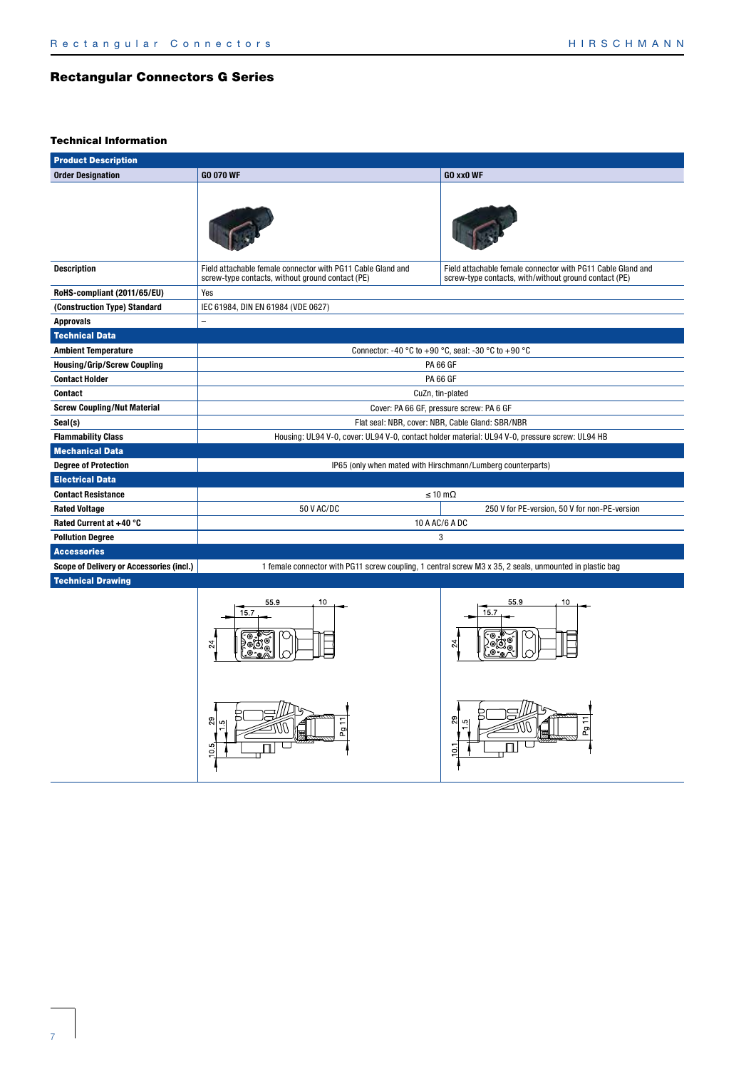## Rectangular Connectors G Series

### Technical Information

| Product Description | | |
|---|---|---|
| **Order Designation** | **GO 070 WF** | **GO xx0 WF** |
| **Description** | Field attachable female connector with PG11 Cable Gland and screw-type contacts, without ground contact (PE) | Field attachable female connector with PG11 Cable Gland and screw-type contacts, with/without ground contact (PE) |
| **RoHS-compliant (2011/65/EU)** | Yes | |
| **(Construction Type) Standard** | IEC 61984, DIN EN 61984 (VDE 0627) | |
| **Approvals** | – | |
| **Technical Data** | | |
| **Ambient Temperature** | Connector: -40 °C to +90 °C, seal: -30 °C to +90 °C | |
| **Housing/Grip/Screw Coupling** | PA 66 GF | |
| **Contact Holder** | PA 66 GF | |
| **Contact** | CuZn, tin-plated | |
| **Screw Coupling/Nut Material** | Cover: PA 66 GF, pressure screw: PA 6 GF | |
| **Seal(s)** | Flat seal: NBR, cover: NBR, Cable Gland: SBR/NBR | |
| **Flammability Class** | Housing: UL94 V-0, cover: UL94 V-0, contact holder material: UL94 V-0, pressure screw: UL94 HB | |
| **Mechanical Data** | | |
| **Degree of Protection** | IP65 (only when mated with Hirschmann/Lumberg counterparts) | |
| **Electrical Data** | | |
| **Contact Resistance** | ≤ 10 mΩ | |
| **Rated Voltage** | 50 V AC/DC | 250 V for PE-version, 50 V for non-PE-version |
| **Rated Current at +40 °C** | 10 A AC/6 A DC | |
| **Pollution Degree** | 3 | |
| **Accessories** | | |
| **Scope of Delivery or Accessories (incl.)** | 1 female connector with PG11 screw coupling, 1 central screw M3 x 35, 2 seals, unmounted in plastic bag | |
| **Technical Drawing** | | |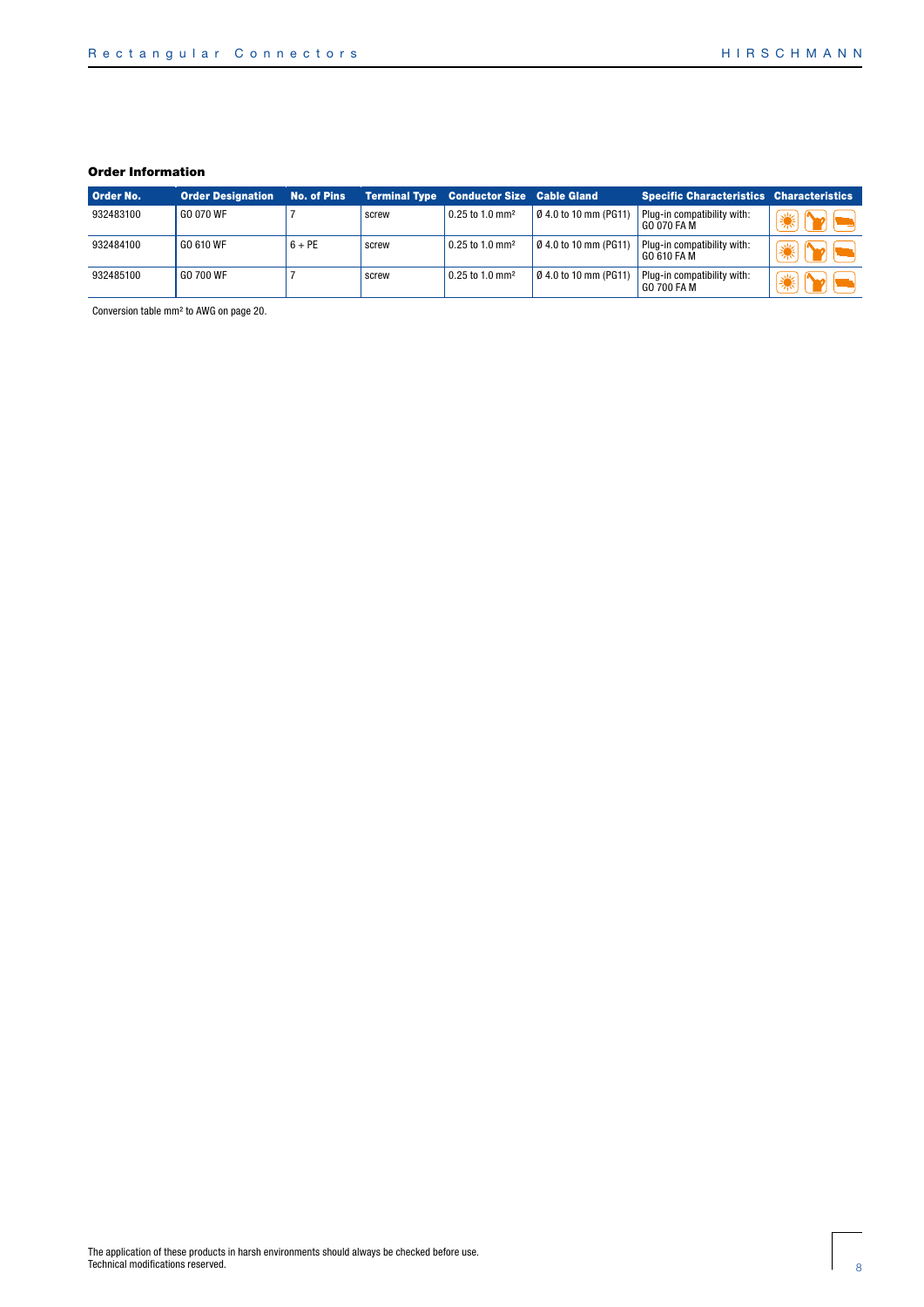### Order Information

| Order No. | Order Designation | No. of Pins | Terminal Type | Conductor Size | Cable Gland | Specific Characteristics | Characteristics |
|---|---|---|---|---|---|---|---|
| 932483100 | GO 070 WF | 7 | screw | 0.25 to 1.0 mm² | Ø 4.0 to 10 mm (PG11) | Plug-in compatibility with: GO 070 FA M | |
| 932484100 | GO 610 WF | 6 + PE | screw | 0.25 to 1.0 mm² | Ø 4.0 to 10 mm (PG11) | Plug-in compatibility with: GO 610 FA M | |
| 932485100 | GO 700 WF | 7 | screw | 0.25 to 1.0 mm² | Ø 4.0 to 10 mm (PG11) | Plug-in compatibility with: GO 700 FA M | |

Conversion table mm² to AWG on page 20.

The application of these products in harsh environments should always be checked before use.
Technical modifications reserved.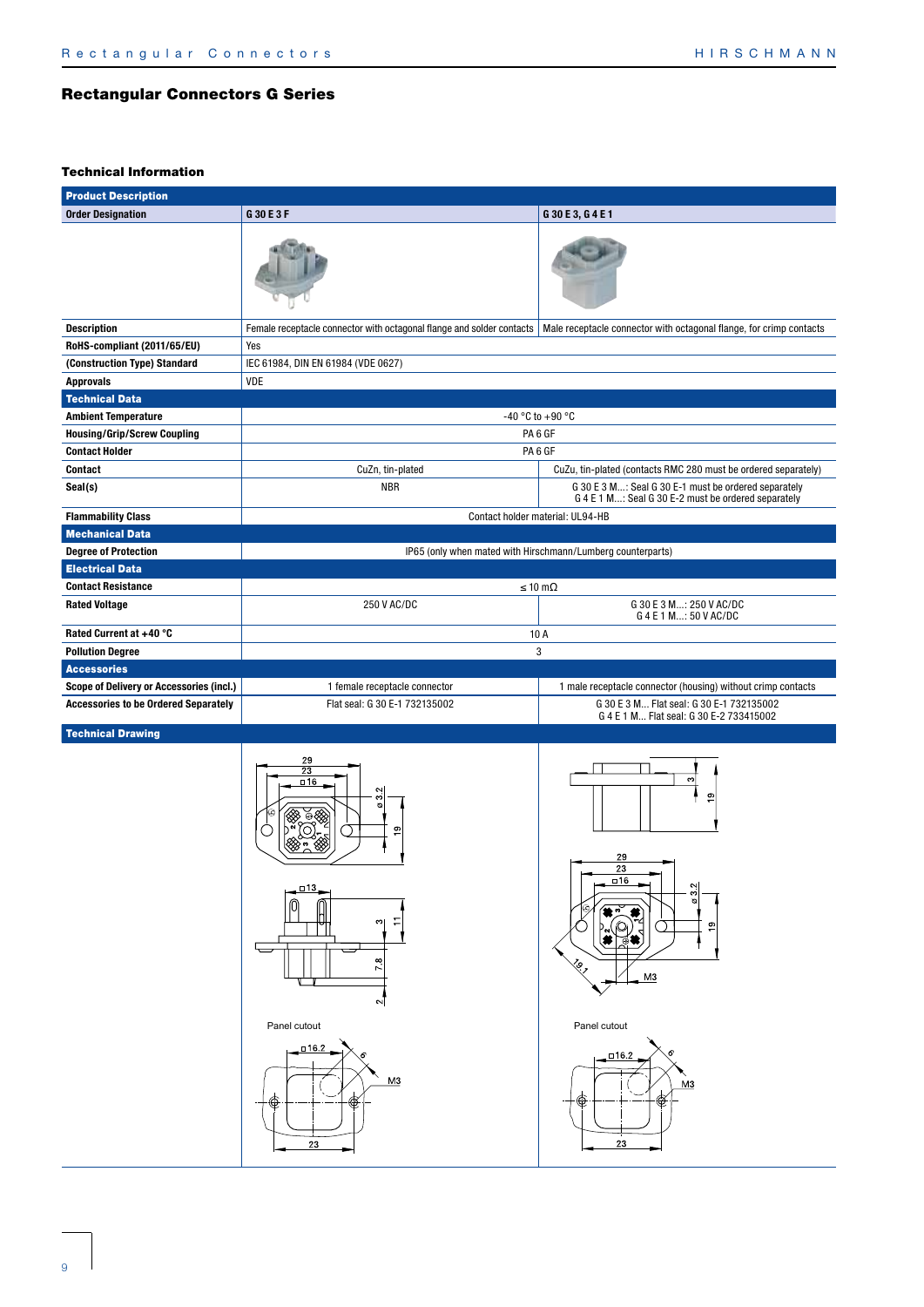# Rectangular Connectors G Series

## Technical Information

| Product Description | | |
|---|---|---|
| **Order Designation** | **G 30 E 3 F** | **G 30 E 3, G 4 E 1** |
| | | |
| **Description** | Female receptacle connector with octagonal flange and solder contacts | Male receptacle connector with octagonal flange, for crimp contacts |
| **RoHS-compliant (2011/65/EU)** | Yes | |
| **(Construction Type) Standard** | IEC 61984, DIN EN 61984 (VDE 0627) | |
| **Approvals** | VDE | |
| **Technical Data** | | |
| **Ambient Temperature** | -40 °C to +90 °C | |
| **Housing/Grip/Screw Coupling** | PA 6 GF | |
| **Contact Holder** | PA 6 GF | |
| **Contact** | CuZn, tin-plated | CuZu, tin-plated (contacts RMC 280 must be ordered separately) |
| **Seal(s)** | NBR | G 30 E 3 M...: Seal G 30 E-1 must be ordered separately<br>G 4 E 1 M...: Seal G 30 E-2 must be ordered separately |
| **Flammability Class** | Contact holder material: UL94-HB | |
| **Mechanical Data** | | |
| **Degree of Protection** | IP65 (only when mated with Hirschmann/Lumberg counterparts) | |
| **Electrical Data** | | |
| **Contact Resistance** | ≤ 10 mΩ | |
| **Rated Voltage** | 250 V AC/DC | G 30 E 3 M...: 250 V AC/DC<br>G 4 E 1 M...: 50 V AC/DC |
| **Rated Current at +40 °C** | 10 A | |
| **Pollution Degree** | 3 | |
| **Accessories** | | |
| **Scope of Delivery or Accessories (incl.)** | 1 female receptacle connector | 1 male receptacle connector (housing) without crimp contacts |
| **Accessories to be Ordered Separately** | Flat seal: G 30 E-1 732135002 | G 30 E 3 M... Flat seal: G 30 E-1 732135002<br>G 4 E 1 M... Flat seal: G 30 E-2 733415002 |
| **Technical Drawing** | | |
| | Panel cutout | Panel cutout |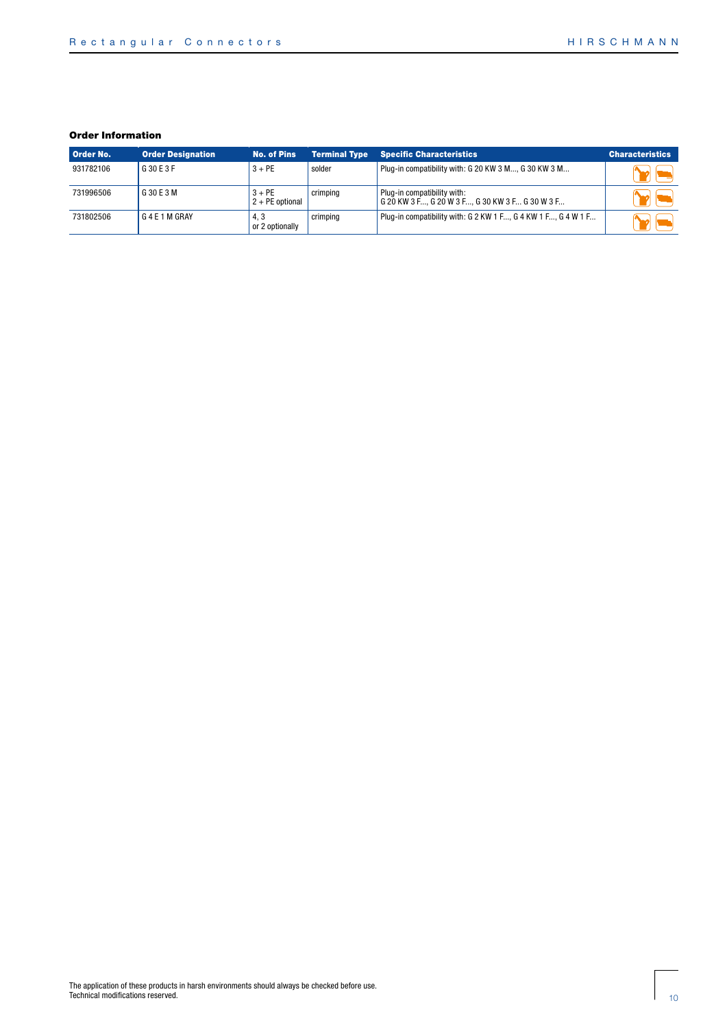### Order Information

| Order No. | Order Designation | No. of Pins | Terminal Type | Specific Characteristics | Characteristics |
|---|---|---|---|---|---|
| 931782106 | G 30 E 3 F | 3 + PE | solder | Plug-in compatibility with: G 20 KW 3 M..., G 30 KW 3 M... | |
| 731996506 | G 30 E 3 M | 3 + PE<br>2 + PE optional | crimping | Plug-in compatibility with:<br>G 20 KW 3 F..., G 20 W 3 F..., G 30 KW 3 F... G 30 W 3 F... | |
| 731802506 | G 4 E 1 M GRAY | 4, 3<br>or 2 optionally | crimping | Plug-in compatibility with: G 2 KW 1 F..., G 4 KW 1 F..., G 4 W 1 F... | |

The application of these products in harsh environments should always be checked before use.
Technical modifications reserved.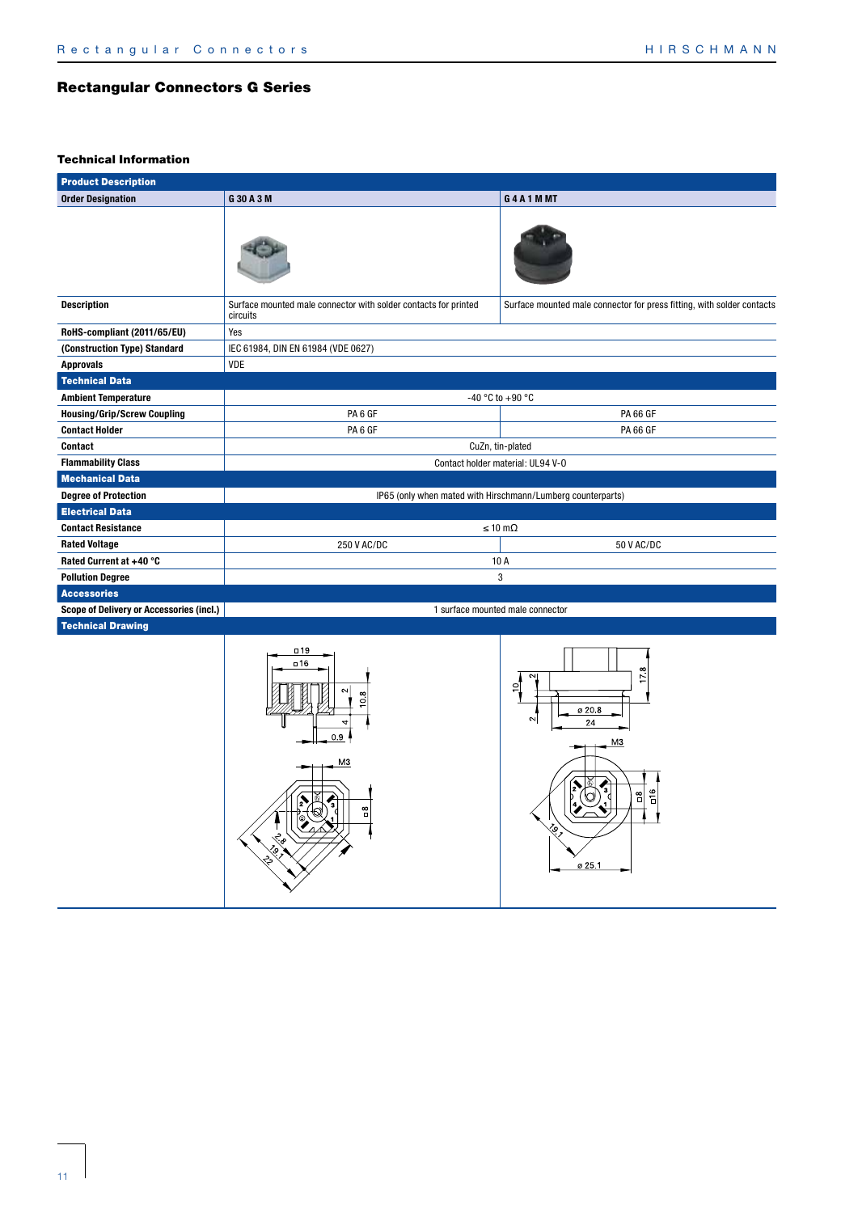## Rectangular Connectors G Series

### Technical Information

| Product Description | | |
|---|---|---|
| **Order Designation** | **G 30 A 3 M** | **G 4 A 1 M MT** |
| | | |
| **Description** | Surface mounted male connector with solder contacts for printed circuits | Surface mounted male connector for press fitting, with solder contacts |
| **RoHS-compliant (2011/65/EU)** | Yes | |
| **(Construction Type) Standard** | IEC 61984, DIN EN 61984 (VDE 0627) | |
| **Approvals** | VDE | |
| **Technical Data** | | |
| **Ambient Temperature** | -40 °C to +90 °C | |
| **Housing/Grip/Screw Coupling** | PA 6 GF | PA 66 GF |
| **Contact Holder** | PA 6 GF | PA 66 GF |
| **Contact** | CuZn, tin-plated | |
| **Flammability Class** | Contact holder material: UL94 V-0 | |
| **Mechanical Data** | | |
| **Degree of Protection** | IP65 (only when mated with Hirschmann/Lumberg counterparts) | |
| **Electrical Data** | | |
| **Contact Resistance** | ≤ 10 mΩ | |
| **Rated Voltage** | 250 V AC/DC | 50 V AC/DC |
| **Rated Current at +40 °C** | 10 A | |
| **Pollution Degree** | 3 | |
| **Accessories** | | |
| **Scope of Delivery or Accessories (incl.)** | 1 surface mounted male connector | |
| **Technical Drawing** | | |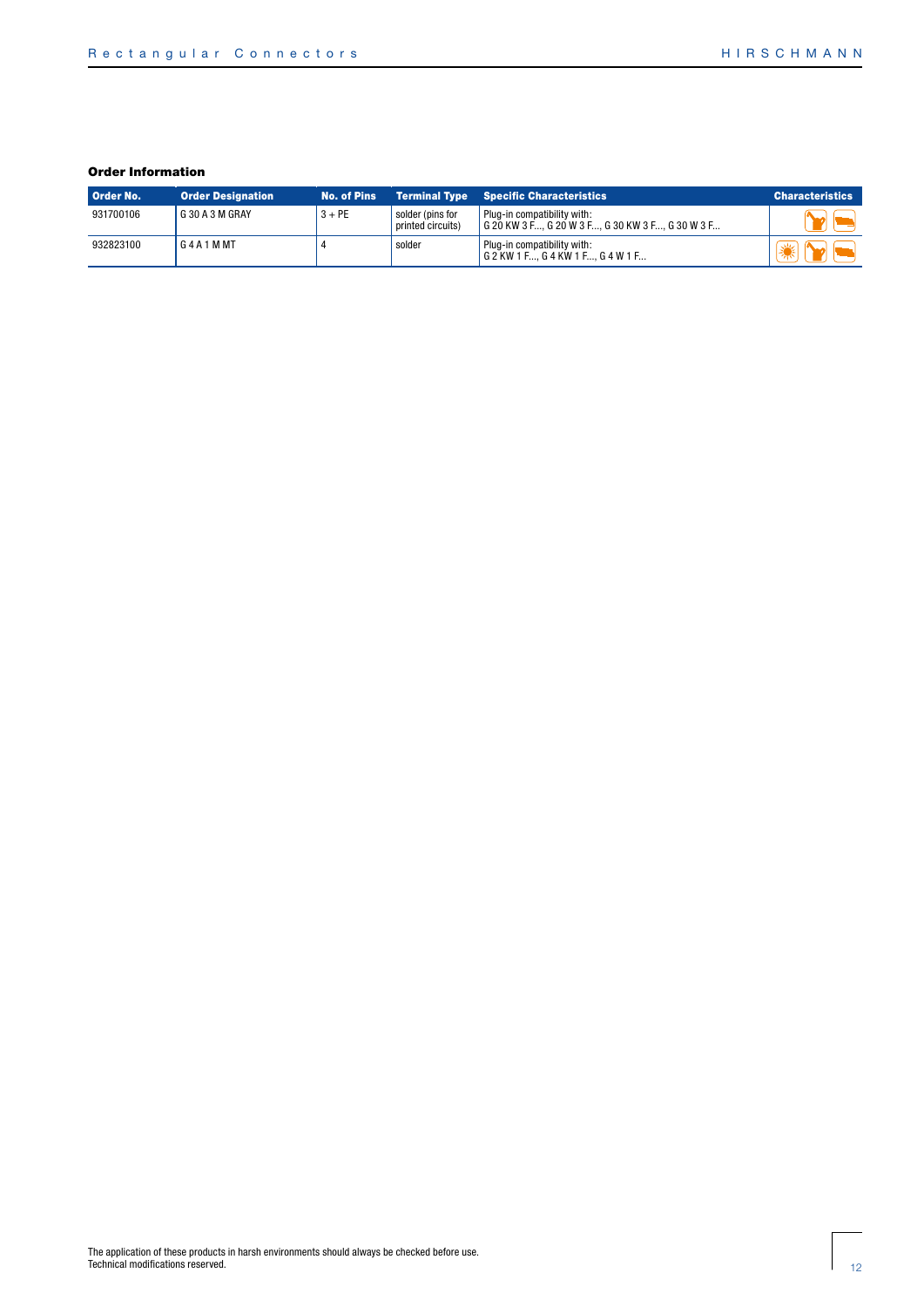## Order Information

| Order No. | Order Designation | No. of Pins | Terminal Type | Specific Characteristics | Characteristics |
|---|---|---|---|---|---|
| 931700106 | G 30 A 3 M GRAY | 3 + PE | solder (pins for printed circuits) | Plug-in compatibility with: G 20 KW 3 F..., G 20 W 3 F..., G 30 KW 3 F..., G 30 W 3 F... | |
| 932823100 | G 4 A 1 M MT | 4 | solder | Plug-in compatibility with: G 2 KW 1 F..., G 4 KW 1 F..., G 4 W 1 F... | |

The application of these products in harsh environments should always be checked before use.
Technical modifications reserved.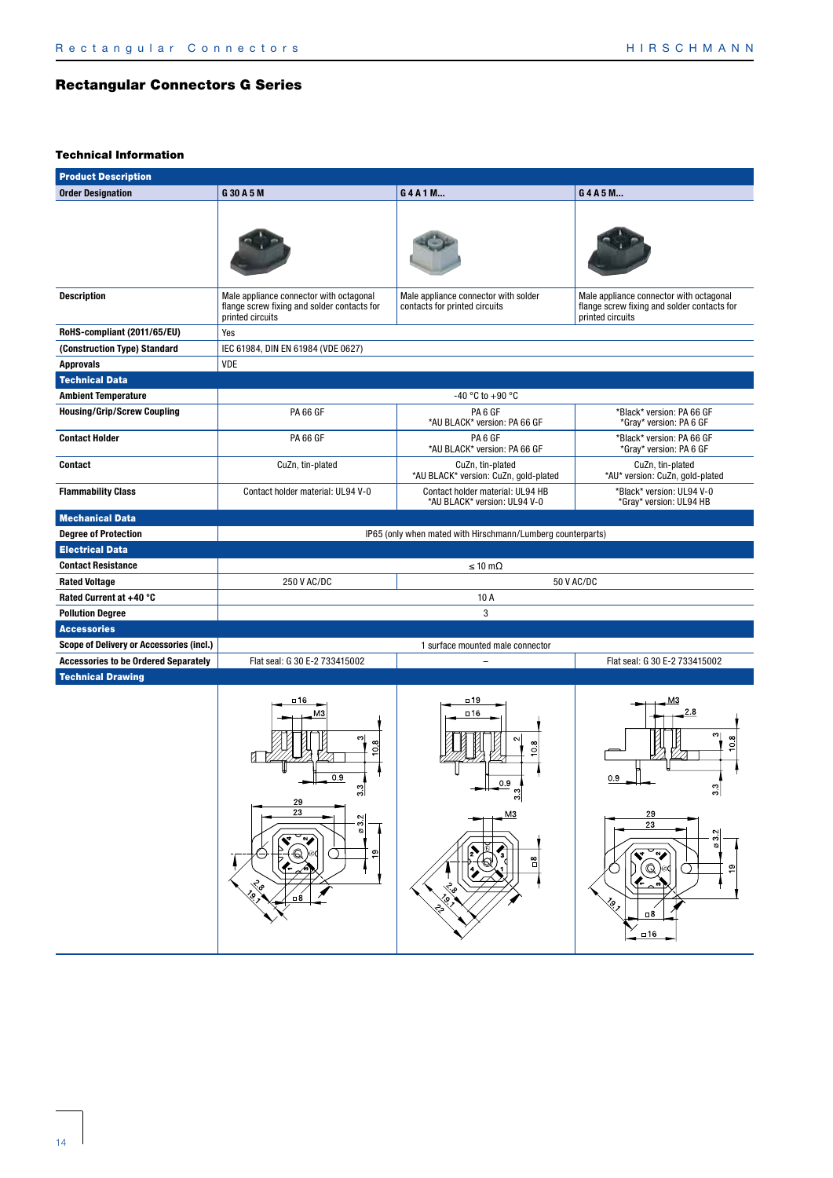# Rectangular Connectors G Series

## Technical Information

| Product Description | | | |
|---|---|---|---|
| **Order Designation** | **G 30 A 5 M** | **G 4 A 1 M...** | **G 4 A 5 M...** |
| | | | |
| **Description** | Male appliance connector with octagonal flange screw fixing and solder contacts for printed circuits | Male appliance connector with solder contacts for printed circuits | Male appliance connector with octagonal flange screw fixing and solder contacts for printed circuits |
| **RoHS-compliant (2011/65/EU)** | Yes | | |
| **(Construction Type) Standard** | IEC 61984, DIN EN 61984 (VDE 0627) | | |
| **Approvals** | VDE | | |
| **Technical Data** | | | |
| **Ambient Temperature** | -40 °C to +90 °C | | |
| **Housing/Grip/Screw Coupling** | PA 66 GF | PA 6 GF<br>*AU BLACK* version: PA 66 GF | *Black* version: PA 66 GF<br>*Gray* version: PA 6 GF |
| **Contact Holder** | PA 66 GF | PA 6 GF<br>*AU BLACK* version: PA 66 GF | *Black* version: PA 66 GF<br>*Gray* version: PA 6 GF |
| **Contact** | CuZn, tin-plated | CuZn, tin-plated<br>*AU BLACK* version: CuZn, gold-plated | CuZn, tin-plated<br>*AU* version: CuZn, gold-plated |
| **Flammability Class** | Contact holder material: UL94 V-0 | Contact holder material: UL94 HB<br>*AU BLACK* version: UL94 V-0 | *Black* version: UL94 V-0<br>*Gray* version: UL94 HB |
| **Mechanical Data** | | | |
| **Degree of Protection** | IP65 (only when mated with Hirschmann/Lumberg counterparts) | | |
| **Electrical Data** | | | |
| **Contact Resistance** | ≤ 10 mΩ | | |
| **Rated Voltage** | 250 V AC/DC | 50 V AC/DC | |
| **Rated Current at +40 °C** | 10 A | | |
| **Pollution Degree** | 3 | | |
| **Accessories** | | | |
| **Scope of Delivery or Accessories (incl.)** | 1 surface mounted male connector | | |
| **Accessories to be Ordered Separately** | Flat seal: G 30 E-2 733415002 | – | Flat seal: G 30 E-2 733415002 |
| **Technical Drawing** | | | |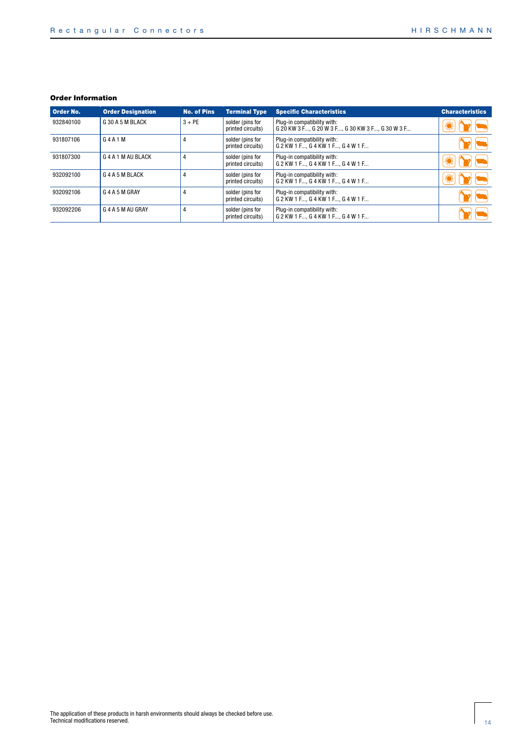### Order Information

| Order No. | Order Designation | No. of Pins | Terminal Type | Specific Characteristics | Characteristics |
|---|---|---|---|---|---|
| 932840100 | G 30 A 5 M BLACK | 3 + PE | solder (pins for printed circuits) | Plug-in compatibility with: G 20 KW 3 F..., G 20 W 3 F..., G 30 KW 3 F..., G 30 W 3 F... | |
| 931807106 | G 4 A 1 M | 4 | solder (pins for printed circuits) | Plug-in compatibility with: G 2 KW 1 F..., G 4 KW 1 F..., G 4 W 1 F... | |
| 931807300 | G 4 A 1 M AU BLACK | 4 | solder (pins for printed circuits) | Plug-in compatibility with: G 2 KW 1 F..., G 4 KW 1 F..., G 4 W 1 F... | |
| 932092100 | G 4 A 5 M BLACK | 4 | solder (pins for printed circuits) | Plug-in compatibility with: G 2 KW 1 F..., G 4 KW 1 F..., G 4 W 1 F... | |
| 932092106 | G 4 A 5 M GRAY | 4 | solder (pins for printed circuits) | Plug-in compatibility with: G 2 KW 1 F..., G 4 KW 1 F..., G 4 W 1 F... | |
| 932092206 | G 4 A 5 M AU GRAY | 4 | solder (pins for printed circuits) | Plug-in compatibility with: G 2 KW 1 F..., G 4 KW 1 F..., G 4 W 1 F... | |

The application of these products in harsh environments should always be checked before use.
Technical modifications reserved.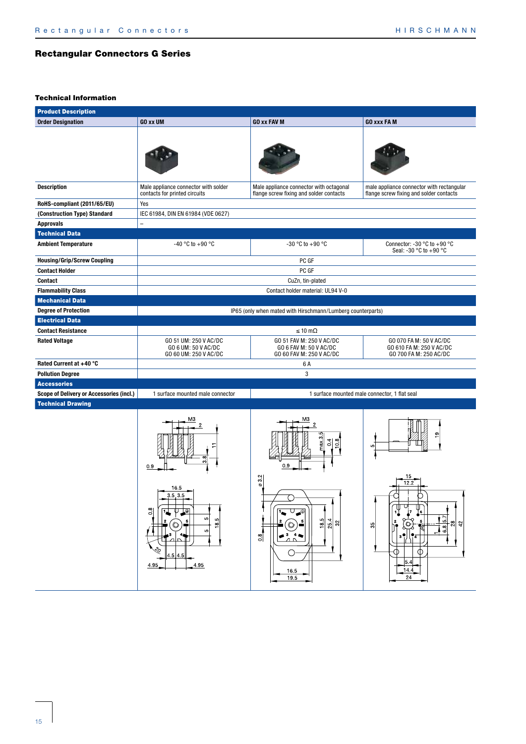# Rectangular Connectors G Series

## Technical Information

| Product Description | | | |
|---|---|---|---|
| **Order Designation** | **GO xx UM** | **GO xx FAV M** | **GO xxx FA M** |
| **Description** | Male appliance connector with solder contacts for printed circuits | Male appliance connector with octagonal flange screw fixing and solder contacts | male appliance connector with rectangular flange screw fixing and solder contacts |
| **RoHS-compliant (2011/65/EU)** | Yes | | |
| **(Construction Type) Standard** | IEC 61984, DIN EN 61984 (VDE 0627) | | |
| **Approvals** | – | | |
| **Technical Data** | | | |
| **Ambient Temperature** | -40 °C to +90 °C | -30 °C to +90 °C | Connector: -30 °C to +90 °C<br>Seal: -30 °C to +90 °C |
| **Housing/Grip/Screw Coupling** | PC GF | | |
| **Contact Holder** | PC GF | | |
| **Contact** | CuZn, tin-plated | | |
| **Flammability Class** | Contact holder material: UL94 V-0 | | |
| **Mechanical Data** | | | |
| **Degree of Protection** | IP65 (only when mated with Hirschmann/Lumberg counterparts) | | |
| **Electrical Data** | | | |
| **Contact Resistance** | ≤ 10 mΩ | | |
| **Rated Voltage** | GO 51 UM: 250 V AC/DC<br>GO 6 UM: 50 V AC/DC<br>GO 60 UM: 250 V AC/DC | GO 51 FAV M: 250 V AC/DC<br>GO 6 FAV M: 50 V AC/DC<br>GO 60 FAV M: 250 V AC/DC | GO 070 FA M: 50 V AC/DC<br>GO 610 FA M: 250 V AC/DC<br>GO 700 FA M: 250 AC/DC |
| **Rated Current at +40 °C** | 6 A | | |
| **Pollution Degree** | 3 | | |
| **Accessories** | | | |
| **Scope of Delivery or Accessories (incl.)** | 1 surface mounted male connector | 1 surface mounted male connector, 1 flat seal | |
| **Technical Drawing** | | | |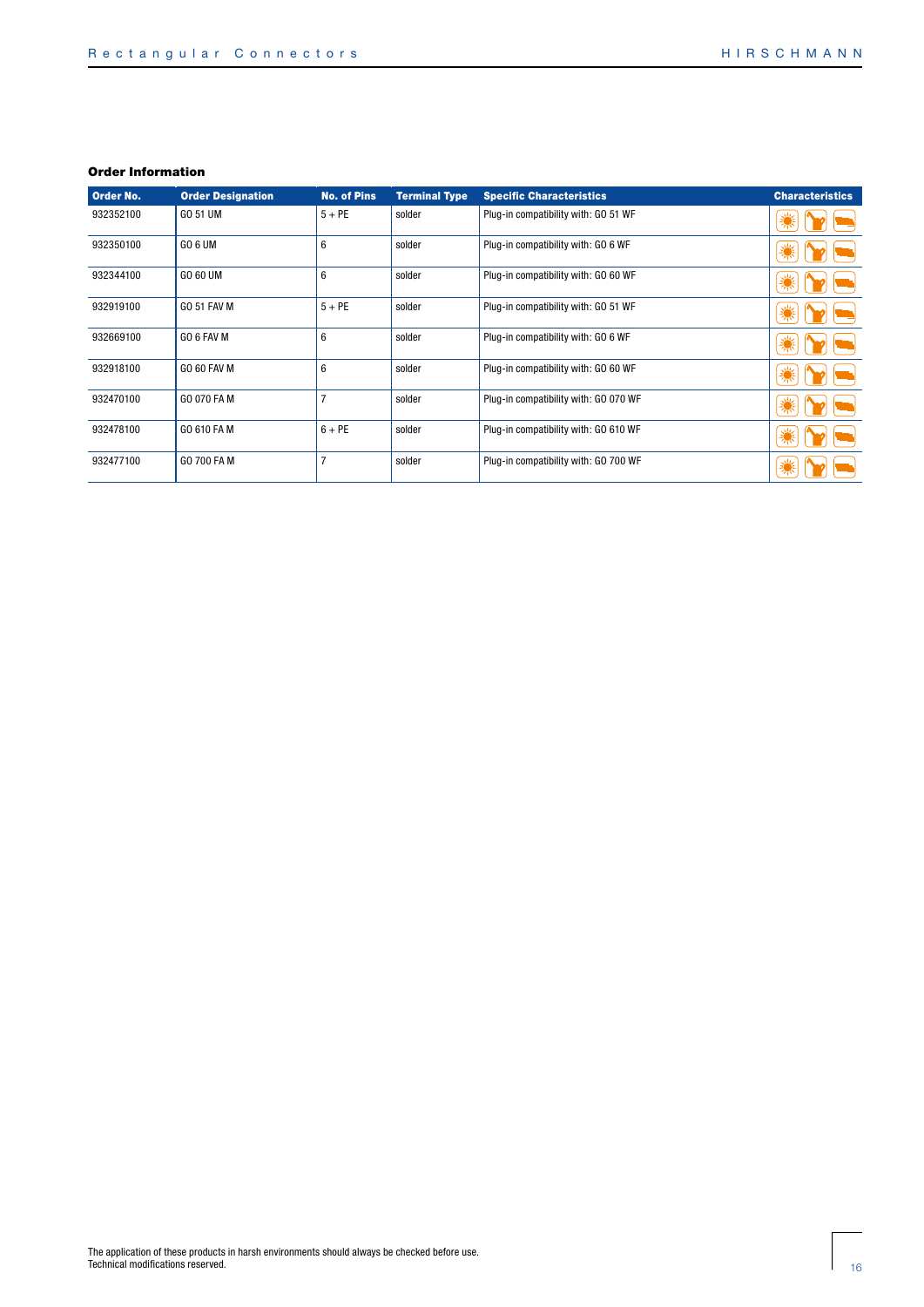### Order Information

| Order No. | Order Designation | No. of Pins | Terminal Type | Specific Characteristics | Characteristics |
|---|---|---|---|---|---|
| 932352100 | GO 51 UM | 5 + PE | solder | Plug-in compatibility with: GO 51 WF | |
| 932350100 | GO 6 UM | 6 | solder | Plug-in compatibility with: GO 6 WF | |
| 932344100 | GO 60 UM | 6 | solder | Plug-in compatibility with: GO 60 WF | |
| 932919100 | GO 51 FAV M | 5 + PE | solder | Plug-in compatibility with: GO 51 WF | |
| 932669100 | GO 6 FAV M | 6 | solder | Plug-in compatibility with: GO 6 WF | |
| 932918100 | GO 60 FAV M | 6 | solder | Plug-in compatibility with: GO 60 WF | |
| 932470100 | GO 070 FA M | 7 | solder | Plug-in compatibility with: GO 070 WF | |
| 932478100 | GO 610 FA M | 6 + PE | solder | Plug-in compatibility with: GO 610 WF | |
| 932477100 | GO 700 FA M | 7 | solder | Plug-in compatibility with: GO 700 WF | |

The application of these products in harsh environments should always be checked before use.
Technical modifications reserved.